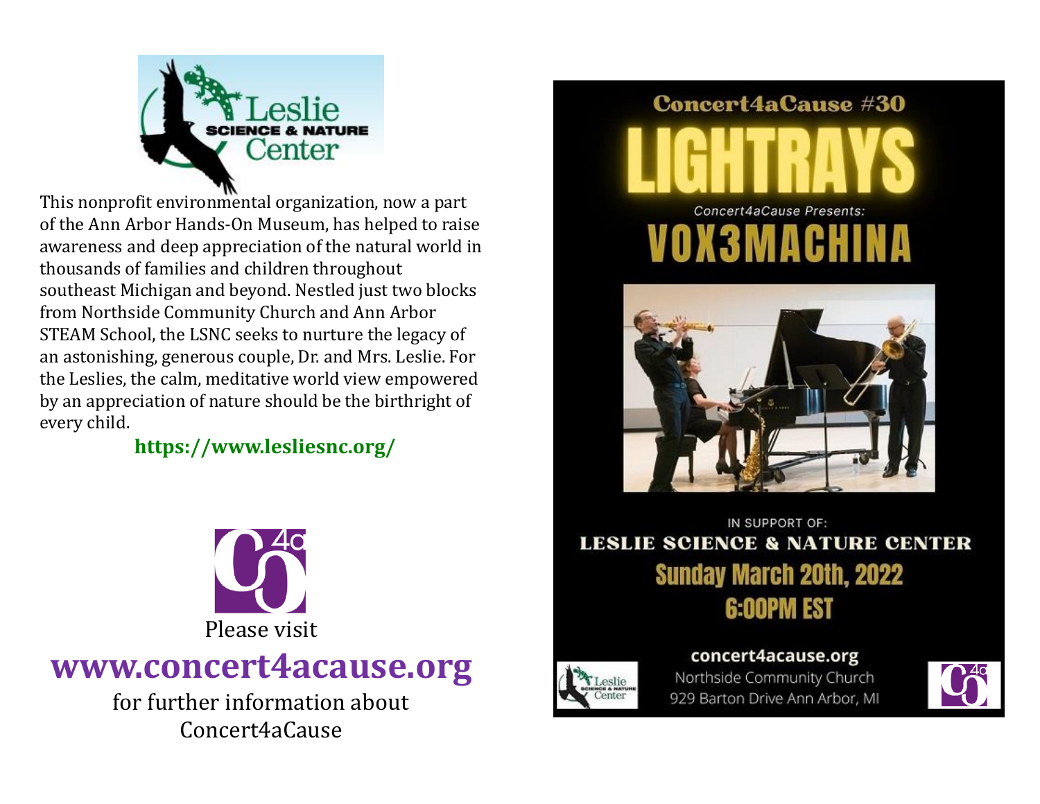Leslie SCIENCE & NATURE Center

This nonprofit environmental organization, now a part of the Ann Arbor Hands-On Museum, has helped to raise awareness and deep appreciation of the natural world in thousands of families and children throughout southeast Michigan and beyond. Nestled just two blocks from Northside Community Church and Ann Arbor STEAM School, the LSNC seeks to nurture the legacy of an astonishing, generous couple, Dr. and Mrs. Leslie. For the Leslies, the calm, meditative world view empowered by an appreciation of nature should be the birthright of every child.

**https://www.lesliesnc.org/**

Please visit

## www.concert4acause.org

for further information about Concert4aCause

**Concert4aCause #30**

# LIGHTRAYS

*Concert4aCause Presents:*

# VOX3MACHINA

IN SUPPORT OF:

**LESLIE SCIENCE & NATURE CENTER**

**Sunday March 20th, 2022**

**6:00PM EST**

**concert4acause.org**

Northside Community Church

929 Barton Drive Ann Arbor, MI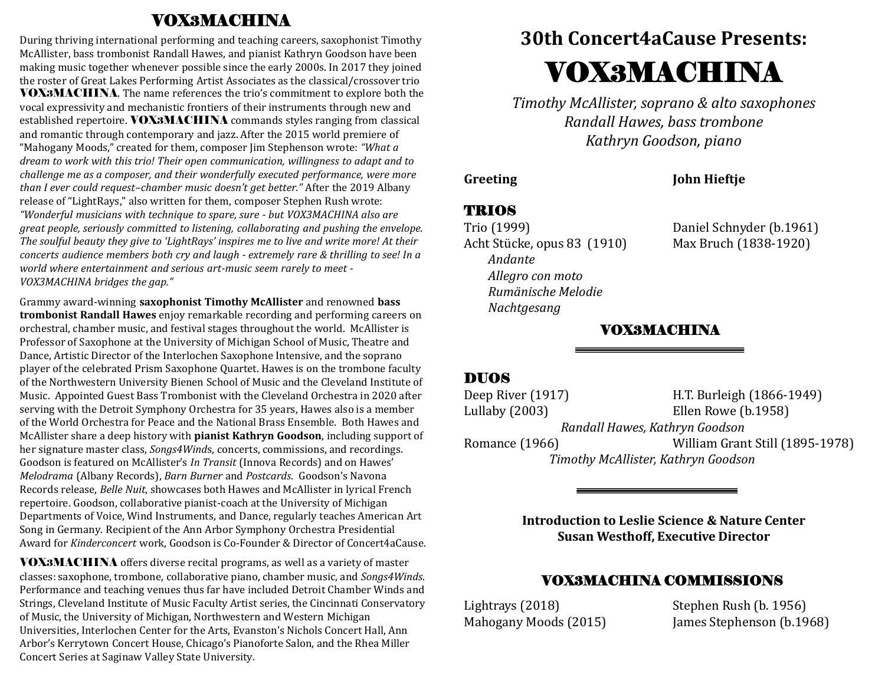# VOX3MACHINA

During thriving international performing and teaching careers, saxophonist Timothy McAllister, bass trombonist Randall Hawes, and pianist Kathryn Goodson have been making music together whenever possible since the early 2000s. In 2017 they joined the roster of Great Lakes Performing Artist Associates as the classical/crossover trio **VOX3MACHINA**. The name references the trio's commitment to explore both the vocal expressivity and mechanistic frontiers of their instruments through new and established repertoire. **VOX3MACHINA** commands styles ranging from classical and romantic through contemporary and jazz. After the 2015 world premiere of "Mahogany Moods," created for them, composer Jim Stephenson wrote: *"What a dream to work with this trio! Their open communication, willingness to adapt and to challenge me as a composer, and their wonderfully executed performance, were more than I ever could request–chamber music doesn't get better."* After the 2019 Albany release of "LightRays," also written for them, composer Stephen Rush wrote: *"Wonderful musicians with technique to spare, sure - but VOX3MACHINA also are great people, seriously committed to listening, collaborating and pushing the envelope. The soulful beauty they give to 'LightRays' inspires me to live and write more! At their concerts audience members both cry and laugh - extremely rare & thrilling to see! In a world where entertainment and serious art-music seem rarely to meet - VOX3MACHINA bridges the gap."*

Grammy award-winning **saxophonist Timothy McAllister** and renowned **bass trombonist Randall Hawes** enjoy remarkable recording and performing careers on orchestral, chamber music, and festival stages throughout the world. McAllister is Professor of Saxophone at the University of Michigan School of Music, Theatre and Dance, Artistic Director of the Interlochen Saxophone Intensive, and the soprano player of the celebrated Prism Saxophone Quartet. Hawes is on the trombone faculty of the Northwestern University Bienen School of Music and the Cleveland Institute of Music. Appointed Guest Bass Trombonist with the Cleveland Orchestra in 2020 after serving with the Detroit Symphony Orchestra for 35 years, Hawes also is a member of the World Orchestra for Peace and the National Brass Ensemble. Both Hawes and McAllister share a deep history with **pianist Kathryn Goodson**, including support of her signature master class, *Songs4Winds*, concerts, commissions, and recordings. Goodson is featured on McAllister's *In Transit* (Innova Records) and on Hawes' *Melodrama* (Albany Records), *Barn Burner* and *Postcards*. Goodson's Navona Records release, *Belle Nuit*, showcases both Hawes and McAllister in lyrical French repertoire. Goodson, collaborative pianist-coach at the University of Michigan Departments of Voice, Wind Instruments, and Dance, regularly teaches American Art Song in Germany. Recipient of the Ann Arbor Symphony Orchestra Presidential Award for *Kinderconcert* work, Goodson is Co-Founder & Director of Concert4aCause.

**VOX3MACHINA** offers diverse recital programs, as well as a variety of master classes: saxophone, trombone, collaborative piano, chamber music, and *Songs4Winds*. Performance and teaching venues thus far have included Detroit Chamber Winds and Strings, Cleveland Institute of Music Faculty Artist series, the Cincinnati Conservatory of Music, the University of Michigan, Northwestern and Western Michigan Universities, Interlochen Center for the Arts, Evanston's Nichols Concert Hall, Ann Arbor's Kerrytown Concert House, Chicago's Pianoforte Salon, and the Rhea Miller Concert Series at Saginaw Valley State University.

## 30th Concert4aCause Presents:

# VOX3MACHINA

*Timothy McAllister, soprano & alto saxophones*
*Randall Hawes, bass trombone*
*Kathryn Goodson, piano*

**Greeting** — **John Hieftje**

## TRIOS

Trio (1999) — Daniel Schnyder (b.1961)
Acht Stücke, opus 83 (1910) — Max Bruch (1838-1920)
- *Andante*
- *Allegro con moto*
- *Rumänische Melodie*
- *Nachtgesang*

**VOX3MACHINA**

## DUOS

Deep River (1917) — H.T. Burleigh (1866-1949)
Lullaby (2003) — Ellen Rowe (b.1958)
*Randall Hawes, Kathryn Goodson*
Romance (1966) — William Grant Still (1895-1978)
*Timothy McAllister, Kathryn Goodson*

**Introduction to Leslie Science & Nature Center**
**Susan Westhoff, Executive Director**

## VOX3MACHINA COMMISSIONS

Lightrays (2018) — Stephen Rush (b. 1956)
Mahogany Moods (2015) — James Stephenson (b.1968)